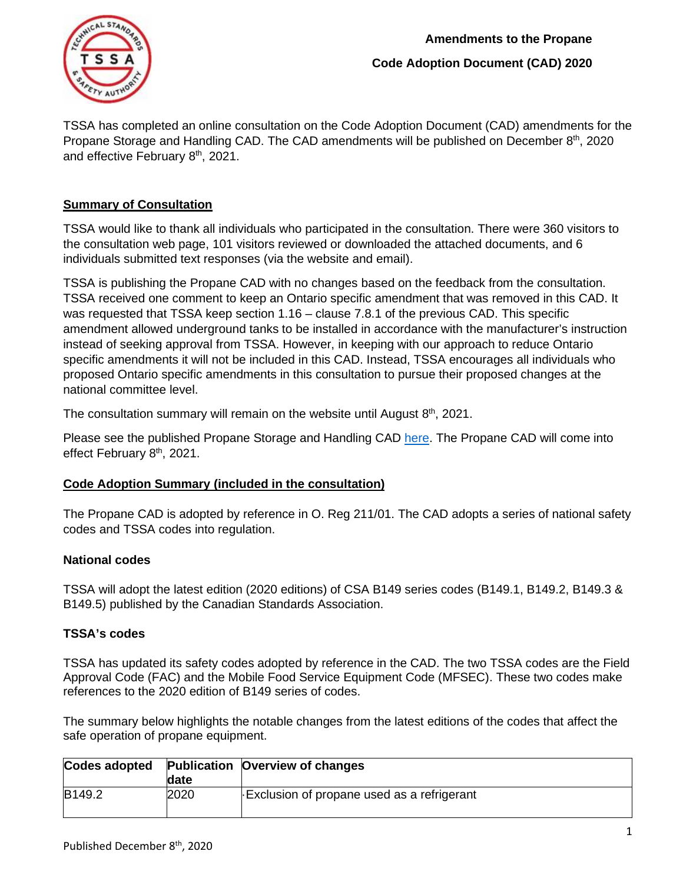# Amendments to the Propane Code Adoption Document (CAD) 2020

TSSA has completed an online consultation on the Code Adoption Document (CAD) amendments for the Propane Storage and Handling CAD. The CAD amendments will be published on December 8th, 2020 and effective February 8th, 2021.

## Summary of Consultation

TSSA would like to thank all individuals who participated in the consultation. There were 360 visitors to the consultation web page, 101 visitors reviewed or downloaded the attached documents, and 6 individuals submitted text responses (via the website and email).

TSSA is publishing the Propane CAD with no changes based on the feedback from the consultation. TSSA received one comment to keep an Ontario specific amendment that was removed in this CAD. It was requested that TSSA keep section 1.16 – clause 7.8.1 of the previous CAD. This specific amendment allowed underground tanks to be installed in accordance with the manufacturer's instruction instead of seeking approval from TSSA. However, in keeping with our approach to reduce Ontario specific amendments it will not be included in this CAD. Instead, TSSA encourages all individuals who proposed Ontario specific amendments in this consultation to pursue their proposed changes at the national committee level.

The consultation summary will remain on the website until August 8th, 2021.

Please see the published Propane Storage and Handling CAD here. The Propane CAD will come into effect February 8th, 2021.

## Code Adoption Summary (included in the consultation)

The Propane CAD is adopted by reference in O. Reg 211/01. The CAD adopts a series of national safety codes and TSSA codes into regulation.

### National codes

TSSA will adopt the latest edition (2020 editions) of CSA B149 series codes (B149.1, B149.2, B149.3 & B149.5) published by the Canadian Standards Association.

### TSSA's codes

TSSA has updated its safety codes adopted by reference in the CAD. The two TSSA codes are the Field Approval Code (FAC) and the Mobile Food Service Equipment Code (MFSEC). These two codes make references to the 2020 edition of B149 series of codes.

The summary below highlights the notable changes from the latest editions of the codes that affect the safe operation of propane equipment.

| Codes adopted | Publication date | Overview of changes |
|---|---|---|
| B149.2 | 2020 | · Exclusion of propane used as a refrigerant |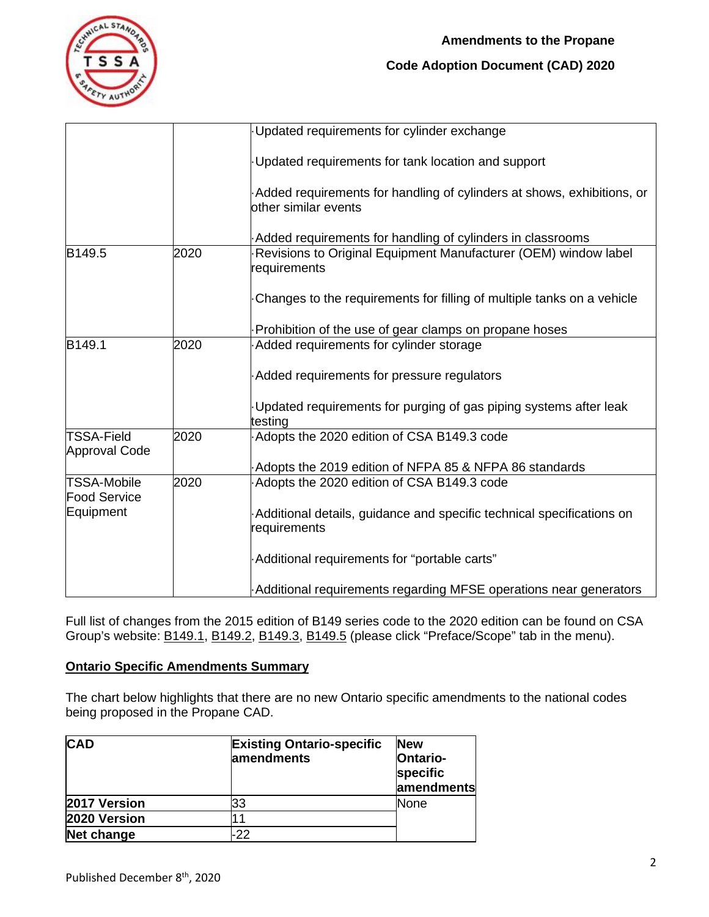| | | |
|---|---|---|
| | | ·Updated requirements for cylinder exchange<br><br>·Updated requirements for tank location and support<br><br>·Added requirements for handling of cylinders at shows, exhibitions, or other similar events<br><br>·Added requirements for handling of cylinders in classrooms |
| B149.5 | 2020 | ·Revisions to Original Equipment Manufacturer (OEM) window label requirements<br><br>·Changes to the requirements for filling of multiple tanks on a vehicle<br><br>·Prohibition of the use of gear clamps on propane hoses |
| B149.1 | 2020 | ·Added requirements for cylinder storage<br><br>·Added requirements for pressure regulators<br><br>·Updated requirements for purging of gas piping systems after leak testing |
| TSSA-Field Approval Code | 2020 | ·Adopts the 2020 edition of CSA B149.3 code<br><br>·Adopts the 2019 edition of NFPA 85 & NFPA 86 standards |
| TSSA-Mobile Food Service Equipment | 2020 | ·Adopts the 2020 edition of CSA B149.3 code<br><br>·Additional details, guidance and specific technical specifications on requirements<br><br>·Additional requirements for "portable carts"<br><br>·Additional requirements regarding MFSE operations near generators |

Full list of changes from the 2015 edition of B149 series code to the 2020 edition can be found on CSA Group's website: B149.1, B149.2, B149.3, B149.5 (please click "Preface/Scope" tab in the menu).

## Ontario Specific Amendments Summary

The chart below highlights that there are no new Ontario specific amendments to the national codes being proposed in the Propane CAD.

| CAD | Existing Ontario-specific amendments | New Ontario-specific amendments |
|---|---|---|
| **2017 Version** | 33 | None |
| **2020 Version** | 11 | |
| **Net change** | -22 | |

Published December 8th, 2020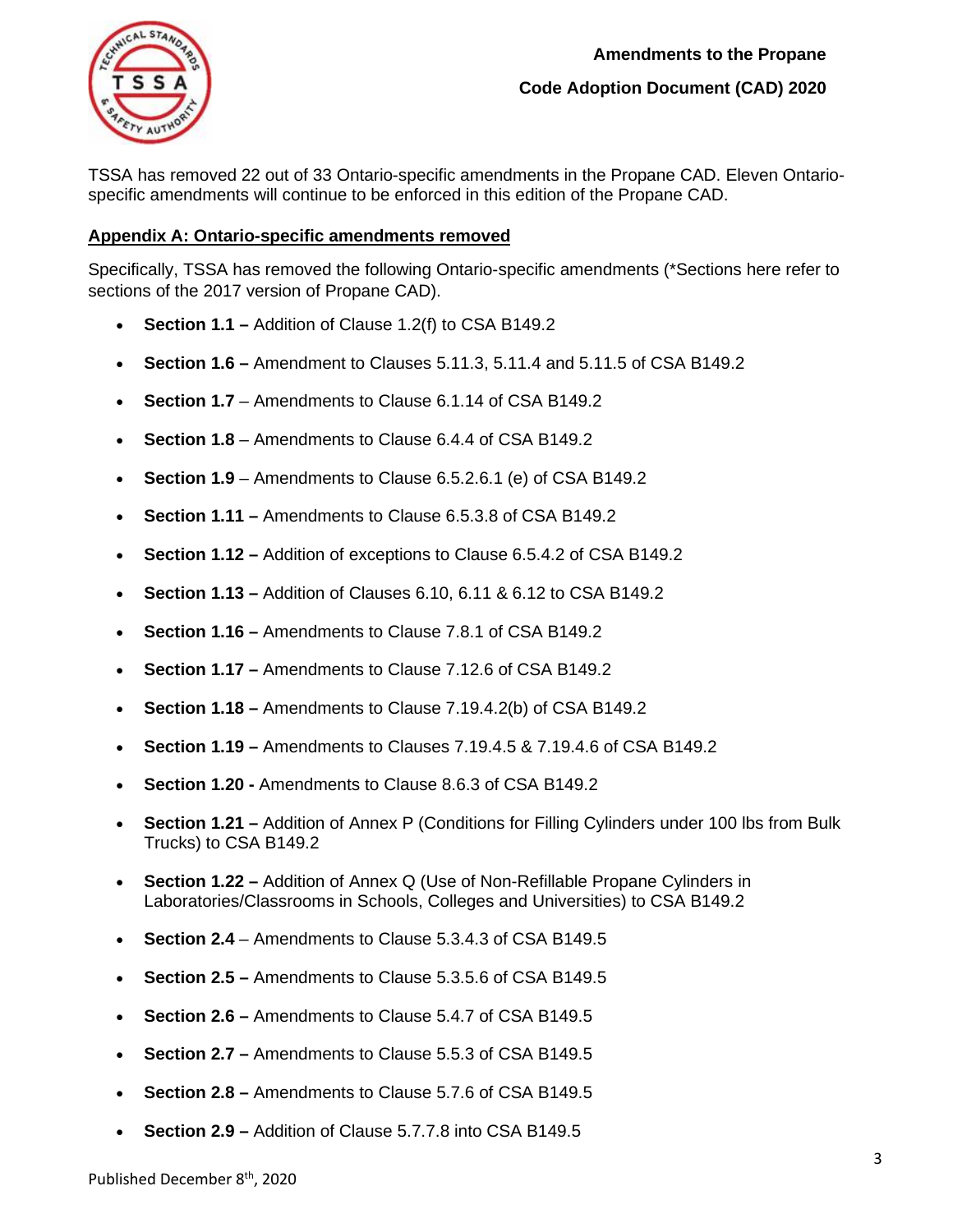**Amendments to the Propane**

**Code Adoption Document (CAD) 2020**

TSSA has removed 22 out of 33 Ontario-specific amendments in the Propane CAD. Eleven Ontario-specific amendments will continue to be enforced in this edition of the Propane CAD.

## Appendix A: Ontario-specific amendments removed

Specifically, TSSA has removed the following Ontario-specific amendments (*Sections here refer to sections of the 2017 version of Propane CAD).

- **Section 1.1 –** Addition of Clause 1.2(f) to CSA B149.2
- **Section 1.6 –** Amendment to Clauses 5.11.3, 5.11.4 and 5.11.5 of CSA B149.2
- **Section 1.7** – Amendments to Clause 6.1.14 of CSA B149.2
- **Section 1.8** – Amendments to Clause 6.4.4 of CSA B149.2
- **Section 1.9** – Amendments to Clause 6.5.2.6.1 (e) of CSA B149.2
- **Section 1.11 –** Amendments to Clause 6.5.3.8 of CSA B149.2
- **Section 1.12 –** Addition of exceptions to Clause 6.5.4.2 of CSA B149.2
- **Section 1.13 –** Addition of Clauses 6.10, 6.11 & 6.12 to CSA B149.2
- **Section 1.16 –** Amendments to Clause 7.8.1 of CSA B149.2
- **Section 1.17 –** Amendments to Clause 7.12.6 of CSA B149.2
- **Section 1.18 –** Amendments to Clause 7.19.4.2(b) of CSA B149.2
- **Section 1.19 –** Amendments to Clauses 7.19.4.5 & 7.19.4.6 of CSA B149.2
- **Section 1.20 -** Amendments to Clause 8.6.3 of CSA B149.2
- **Section 1.21 –** Addition of Annex P (Conditions for Filling Cylinders under 100 lbs from Bulk Trucks) to CSA B149.2
- **Section 1.22 –** Addition of Annex Q (Use of Non-Refillable Propane Cylinders in Laboratories/Classrooms in Schools, Colleges and Universities) to CSA B149.2
- **Section 2.4** – Amendments to Clause 5.3.4.3 of CSA B149.5
- **Section 2.5 –** Amendments to Clause 5.3.5.6 of CSA B149.5
- **Section 2.6 –** Amendments to Clause 5.4.7 of CSA B149.5
- **Section 2.7 –** Amendments to Clause 5.5.3 of CSA B149.5
- **Section 2.8 –** Amendments to Clause 5.7.6 of CSA B149.5
- **Section 2.9 –** Addition of Clause 5.7.7.8 into CSA B149.5

Published December 8th, 2020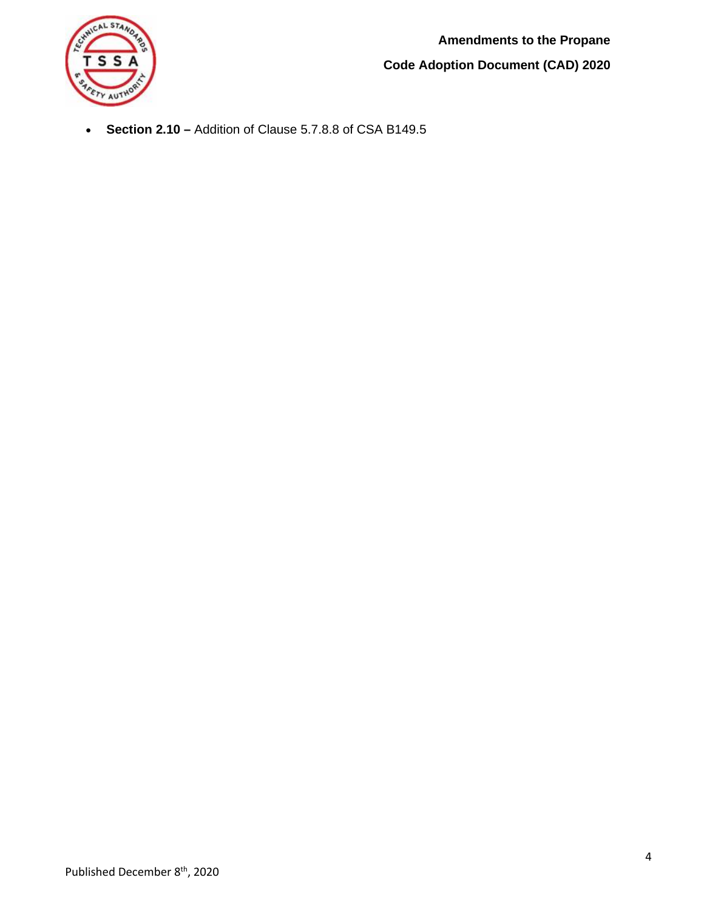- **Section 2.10 –** Addition of Clause 5.7.8.8 of CSA B149.5